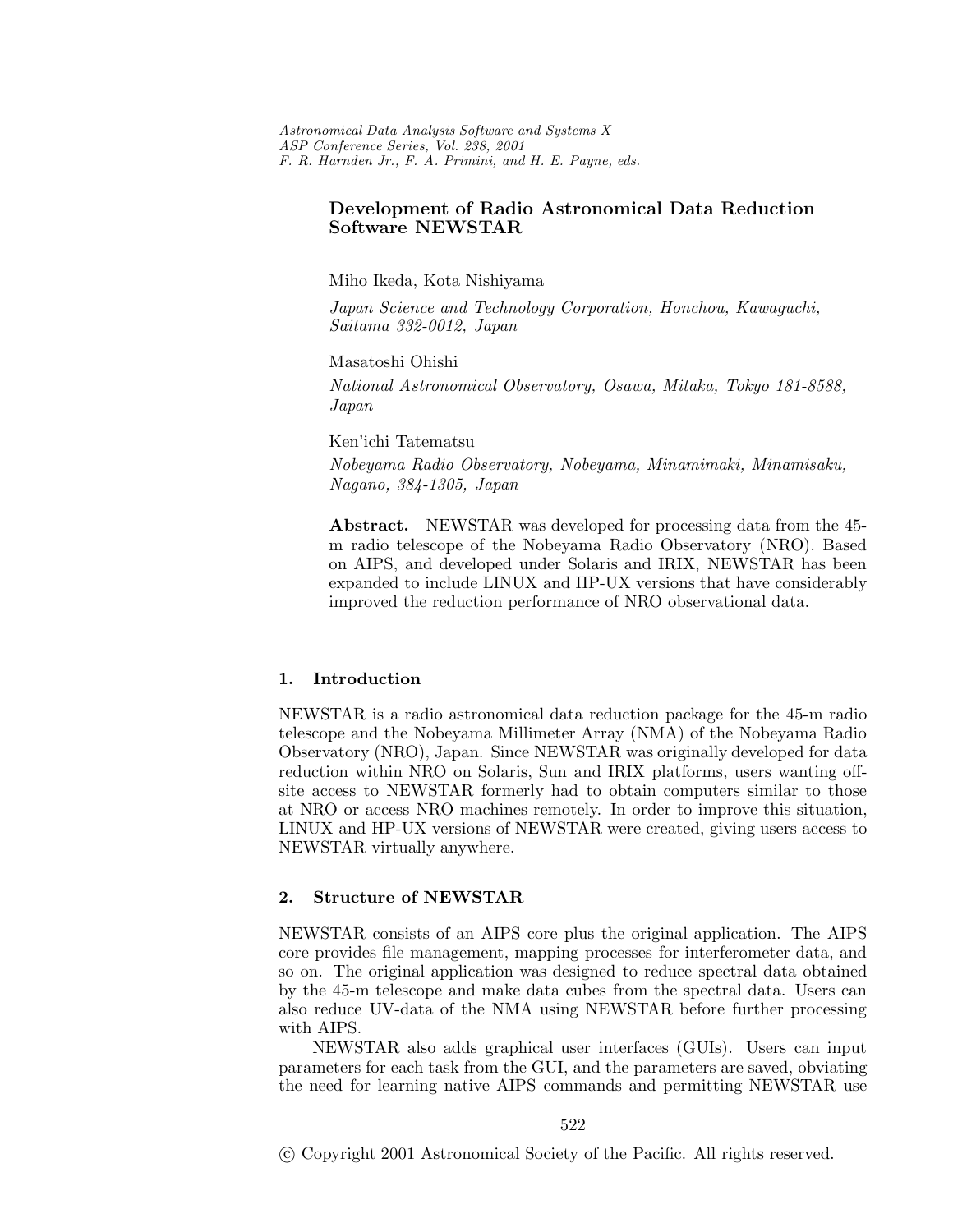# Development of Radio Astronomical Data Reduction Software NEWSTAR

Miho Ikeda, Kota Nishiyama

*Japan Science and Technology Corporation, Honchou, Kawaguchi, Saitama 332-0012, Japan*

Masatoshi Ohishi

*National Astronomical Observatory, Osawa, Mitaka, Tokyo 181-8588, Japan*

Ken'ichi Tatematsu

*Nobeyama Radio Observatory, Nobeyama, Minamimaki, Minamisaku, Nagano, 384-1305, Japan*

**Abstract.** NEWSTAR was developed for processing data from the 45-m radio telescope of the Nobeyama Radio Observatory (NRO). Based on AIPS, and developed under Solaris and IRIX, NEWSTAR has been expanded to include LINUX and HP-UX versions that have considerably improved the reduction performance of NRO observational data.

## 1. Introduction

NEWSTAR is a radio astronomical data reduction package for the 45-m radio telescope and the Nobeyama Millimeter Array (NMA) of the Nobeyama Radio Observatory (NRO), Japan. Since NEWSTAR was originally developed for data reduction within NRO on Solaris, Sun and IRIX platforms, users wanting off-site access to NEWSTAR formerly had to obtain computers similar to those at NRO or access NRO machines remotely. In order to improve this situation, LINUX and HP-UX versions of NEWSTAR were created, giving users access to NEWSTAR virtually anywhere.

## 2. Structure of NEWSTAR

NEWSTAR consists of an AIPS core plus the original application. The AIPS core provides file management, mapping processes for interferometer data, and so on. The original application was designed to reduce spectral data obtained by the 45-m telescope and make data cubes from the spectral data. Users can also reduce UV-data of the NMA using NEWSTAR before further processing with AIPS.

NEWSTAR also adds graphical user interfaces (GUIs). Users can input parameters for each task from the GUI, and the parameters are saved, obviating the need for learning native AIPS commands and permitting NEWSTAR use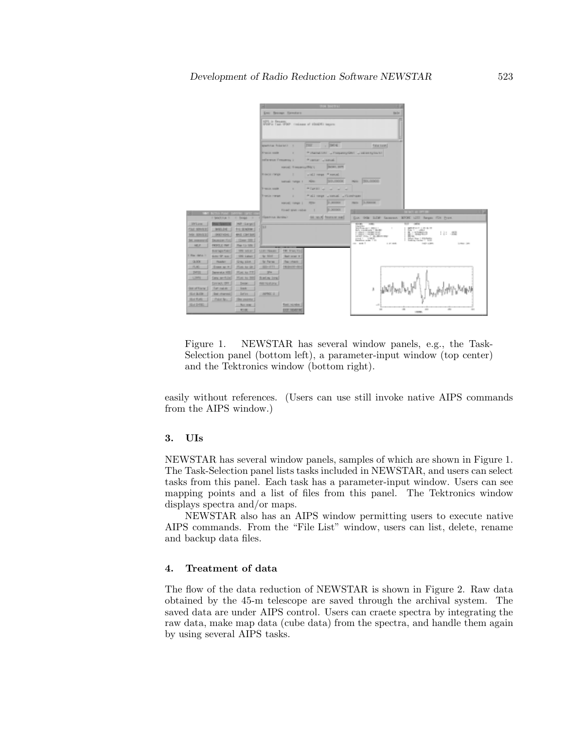Figure 1. NEWSTAR has several window panels, e.g., the Task-Selection panel (bottom left), a parameter-input window (top center) and the Tektronics window (bottom right).

easily without references. (Users can use still invoke native AIPS commands from the AIPS window.)

## 3. UIs

NEWSTAR has several window panels, samples of which are shown in Figure 1. The Task-Selection panel lists tasks included in NEWSTAR, and users can select tasks from this panel. Each task has a parameter-input window. Users can see mapping points and a list of files from this panel. The Tektronics window displays spectra and/or maps.

NEWSTAR also has an AIPS window permitting users to execute native AIPS commands. From the "File List" window, users can list, delete, rename and backup data files.

## 4. Treatment of data

The flow of the data reduction of NEWSTAR is shown in Figure 2. Raw data obtained by the 45-m telescope are saved through the archival system. The saved data are under AIPS control. Users can craete spectra by integrating the raw data, make map data (cube data) from the spectra, and handle them again by using several AIPS tasks.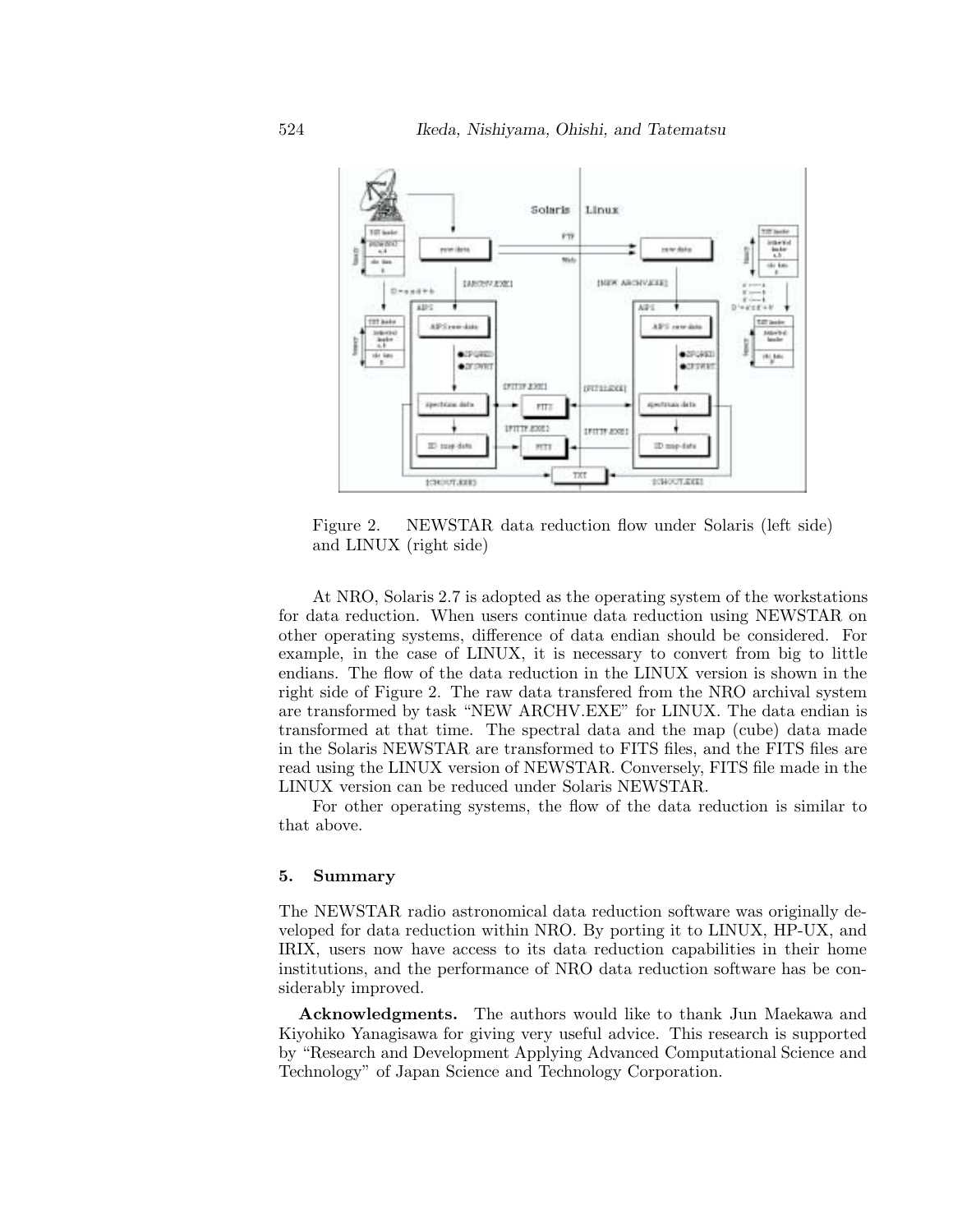Solaris | Linux

FTP

Web

raw data

raw data

[ARCHV.EXE]

[NEW ARCHV.EXE]

AIPS

AIPS raw data

spectrum data

3D map data

[FITTP.EXE]

[FITSLD.EXE]

[FITTP.EXE]

FITS

FITS

TXT

[CHOUT.EXE]

[CHOUT.EXE]

Figure 2. NEWSTAR data reduction flow under Solaris (left side) and LINUX (right side)

At NRO, Solaris 2.7 is adopted as the operating system of the workstations for data reduction. When users continue data reduction using NEWSTAR on other operating systems, difference of data endian should be considered. For example, in the case of LINUX, it is necessary to convert from big to little endians. The flow of the data reduction in the LINUX version is shown in the right side of Figure 2. The raw data transfered from the NRO archival system are transformed by task "NEW ARCHV.EXE" for LINUX. The data endian is transformed at that time. The spectral data and the map (cube) data made in the Solaris NEWSTAR are transformed to FITS files, and the FITS files are read using the LINUX version of NEWSTAR. Conversely, FITS file made in the LINUX version can be reduced under Solaris NEWSTAR.

For other operating systems, the flow of the data reduction is similar to that above.

## 5. Summary

The NEWSTAR radio astronomical data reduction software was originally developed for data reduction within NRO. By porting it to LINUX, HP-UX, and IRIX, users now have access to its data reduction capabilities in their home institutions, and the performance of NRO data reduction software has be considerably improved.

**Acknowledgments.** The authors would like to thank Jun Maekawa and Kiyohiko Yanagisawa for giving very useful advice. This research is supported by "Research and Development Applying Advanced Computational Science and Technology" of Japan Science and Technology Corporation.